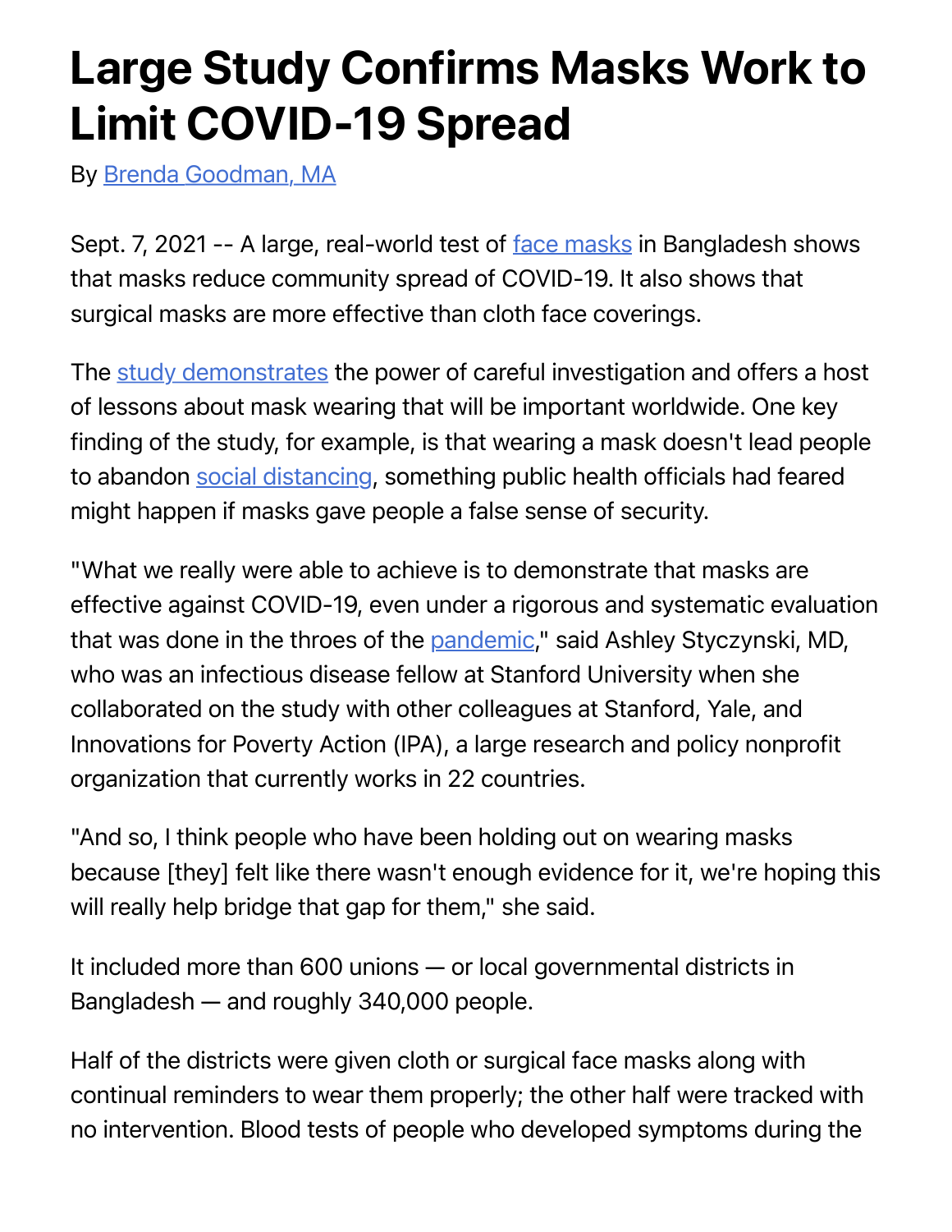# Large Study Confirms Masks Work to Limit COVID-19 Spread

By Brenda Goodman, MA

Sept. 7, 2021 -- A large, real-world test of face masks in Bangladesh shows that masks reduce community spread of COVID-19. It also shows that surgical masks are more effective than cloth face coverings.

The study demonstrates the power of careful investigation and offers a host of lessons about mask wearing that will be important worldwide. One key finding of the study, for example, is that wearing a mask doesn't lead people to abandon social distancing, something public health officials had feared might happen if masks gave people a false sense of security.

"What we really were able to achieve is to demonstrate that masks are effective against COVID-19, even under a rigorous and systematic evaluation that was done in the throes of the pandemic," said Ashley Styczynski, MD, who was an infectious disease fellow at Stanford University when she collaborated on the study with other colleagues at Stanford, Yale, and Innovations for Poverty Action (IPA), a large research and policy nonprofit organization that currently works in 22 countries.

"And so, I think people who have been holding out on wearing masks because [they] felt like there wasn't enough evidence for it, we're hoping this will really help bridge that gap for them," she said.

It included more than 600 unions — or local governmental districts in Bangladesh — and roughly 340,000 people.

Half of the districts were given cloth or surgical face masks along with continual reminders to wear them properly; the other half were tracked with no intervention. Blood tests of people who developed symptoms during the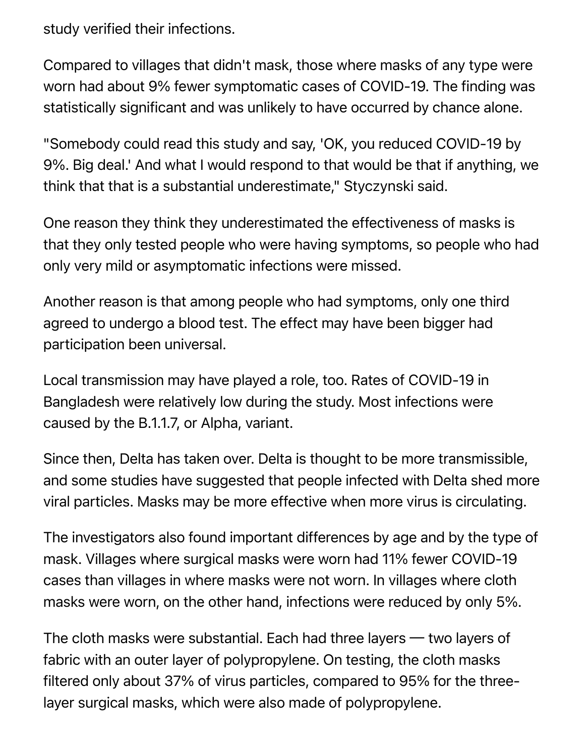study verified their infections.

Compared to villages that didn't mask, those where masks of any type were worn had about 9% fewer symptomatic cases of COVID-19. The finding was statistically significant and was unlikely to have occurred by chance alone.

"Somebody could read this study and say, 'OK, you reduced COVID-19 by 9%. Big deal.' And what I would respond to that would be that if anything, we think that that is a substantial underestimate," Styczynski said.

One reason they think they underestimated the effectiveness of masks is that they only tested people who were having symptoms, so people who had only very mild or asymptomatic infections were missed.

Another reason is that among people who had symptoms, only one third agreed to undergo a blood test. The effect may have been bigger had participation been universal.

Local transmission may have played a role, too. Rates of COVID-19 in Bangladesh were relatively low during the study. Most infections were caused by the B.1.1.7, or Alpha, variant.

Since then, Delta has taken over. Delta is thought to be more transmissible, and some studies have suggested that people infected with Delta shed more viral particles. Masks may be more effective when more virus is circulating.

The investigators also found important differences by age and by the type of mask. Villages where surgical masks were worn had 11% fewer COVID-19 cases than villages in where masks were not worn. In villages where cloth masks were worn, on the other hand, infections were reduced by only 5%.

The cloth masks were substantial. Each had three layers — two layers of fabric with an outer layer of polypropylene. On testing, the cloth masks filtered only about 37% of virus particles, compared to 95% for the three-layer surgical masks, which were also made of polypropylene.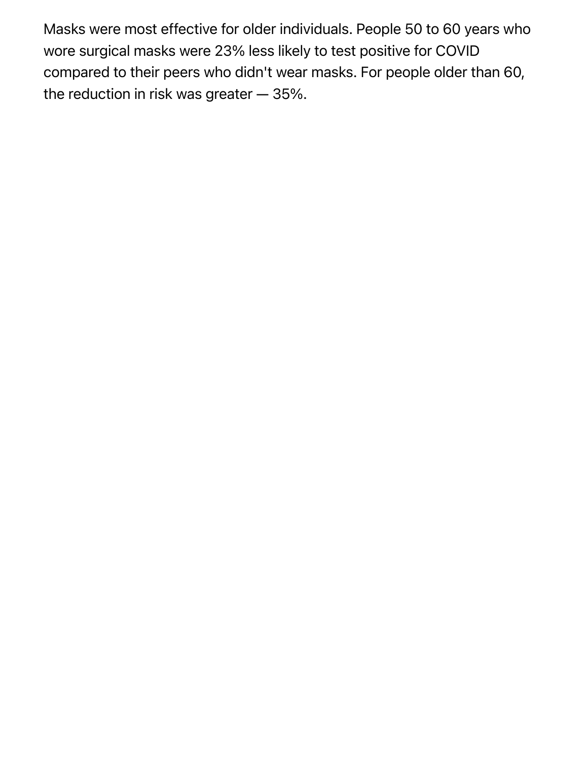Masks were most effective for older individuals. People 50 to 60 years who wore surgical masks were 23% less likely to test positive for COVID compared to their peers who didn't wear masks. For people older than 60, the reduction in risk was greater — 35%.